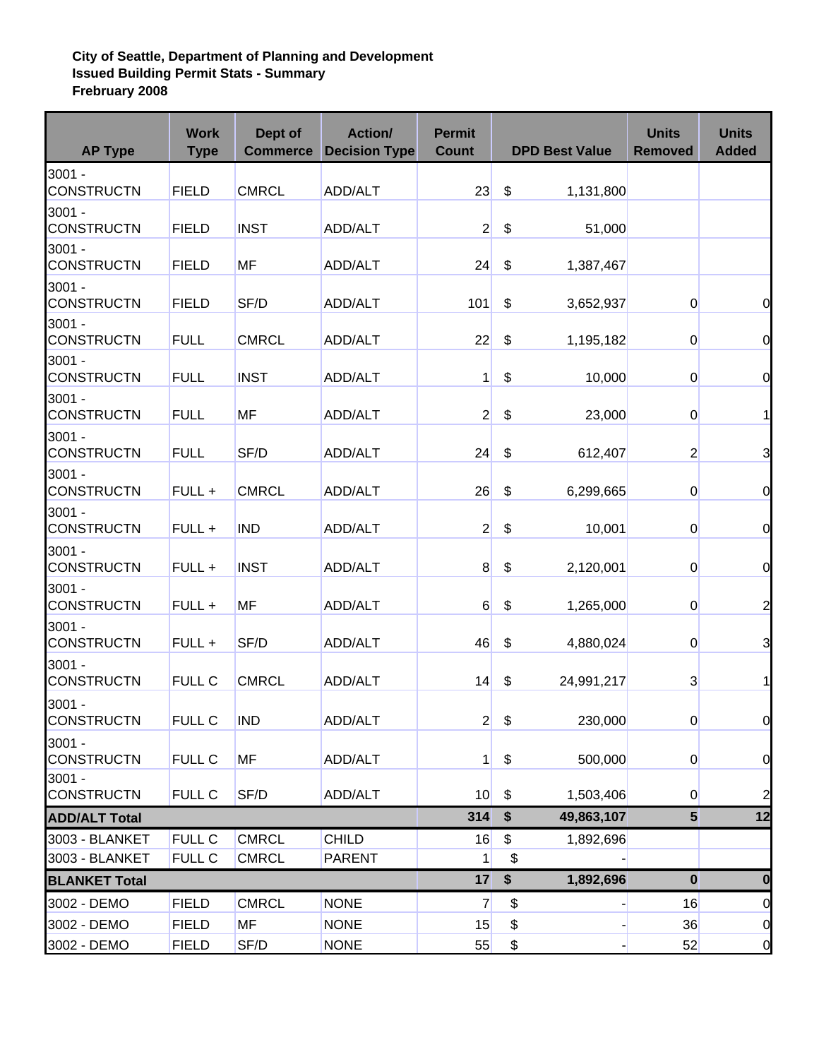**City of Seattle, Department of Planning and Development**
**Issued Building Permit Stats - Summary**
**Frebruary 2008**

| AP Type | Work Type | Dept of Commerce | Action/ Decision Type | Permit Count | DPD Best Value | Units Removed | Units Added |
|---|---|---|---|---|---|---|---|
| 3001 - CONSTRUCTN | FIELD | CMRCL | ADD/ALT | 23 | $ 1,131,800 | | |
| 3001 - CONSTRUCTN | FIELD | INST | ADD/ALT | 2 | $ 51,000 | | |
| 3001 - CONSTRUCTN | FIELD | MF | ADD/ALT | 24 | $ 1,387,467 | | |
| 3001 - CONSTRUCTN | FIELD | SF/D | ADD/ALT | 101 | $ 3,652,937 | 0 | 0 |
| 3001 - CONSTRUCTN | FULL | CMRCL | ADD/ALT | 22 | $ 1,195,182 | 0 | 0 |
| 3001 - CONSTRUCTN | FULL | INST | ADD/ALT | 1 | $ 10,000 | 0 | 0 |
| 3001 - CONSTRUCTN | FULL | MF | ADD/ALT | 2 | $ 23,000 | 0 | 1 |
| 3001 - CONSTRUCTN | FULL | SF/D | ADD/ALT | 24 | $ 612,407 | 2 | 3 |
| 3001 - CONSTRUCTN | FULL + | CMRCL | ADD/ALT | 26 | $ 6,299,665 | 0 | 0 |
| 3001 - CONSTRUCTN | FULL + | IND | ADD/ALT | 2 | $ 10,001 | 0 | 0 |
| 3001 - CONSTRUCTN | FULL + | INST | ADD/ALT | 8 | $ 2,120,001 | 0 | 0 |
| 3001 - CONSTRUCTN | FULL + | MF | ADD/ALT | 6 | $ 1,265,000 | 0 | 2 |
| 3001 - CONSTRUCTN | FULL + | SF/D | ADD/ALT | 46 | $ 4,880,024 | 0 | 3 |
| 3001 - CONSTRUCTN | FULL C | CMRCL | ADD/ALT | 14 | $ 24,991,217 | 3 | 1 |
| 3001 - CONSTRUCTN | FULL C | IND | ADD/ALT | 2 | $ 230,000 | 0 | 0 |
| 3001 - CONSTRUCTN | FULL C | MF | ADD/ALT | 1 | $ 500,000 | 0 | 0 |
| 3001 - CONSTRUCTN | FULL C | SF/D | ADD/ALT | 10 | $ 1,503,406 | 0 | 2 |
| **ADD/ALT Total** | | | | **314** | **$ 49,863,107** | **5** | **12** |
| 3003 - BLANKET | FULL C | CMRCL | CHILD | 16 | $ 1,892,696 | | |
| 3003 - BLANKET | FULL C | CMRCL | PARENT | 1 | $ - | | |
| **BLANKET Total** | | | | **17** | **$ 1,892,696** | **0** | **0** |
| 3002 - DEMO | FIELD | CMRCL | NONE | 7 | $ - | 16 | 0 |
| 3002 - DEMO | FIELD | MF | NONE | 15 | $ - | 36 | 0 |
| 3002 - DEMO | FIELD | SF/D | NONE | 55 | $ - | 52 | 0 |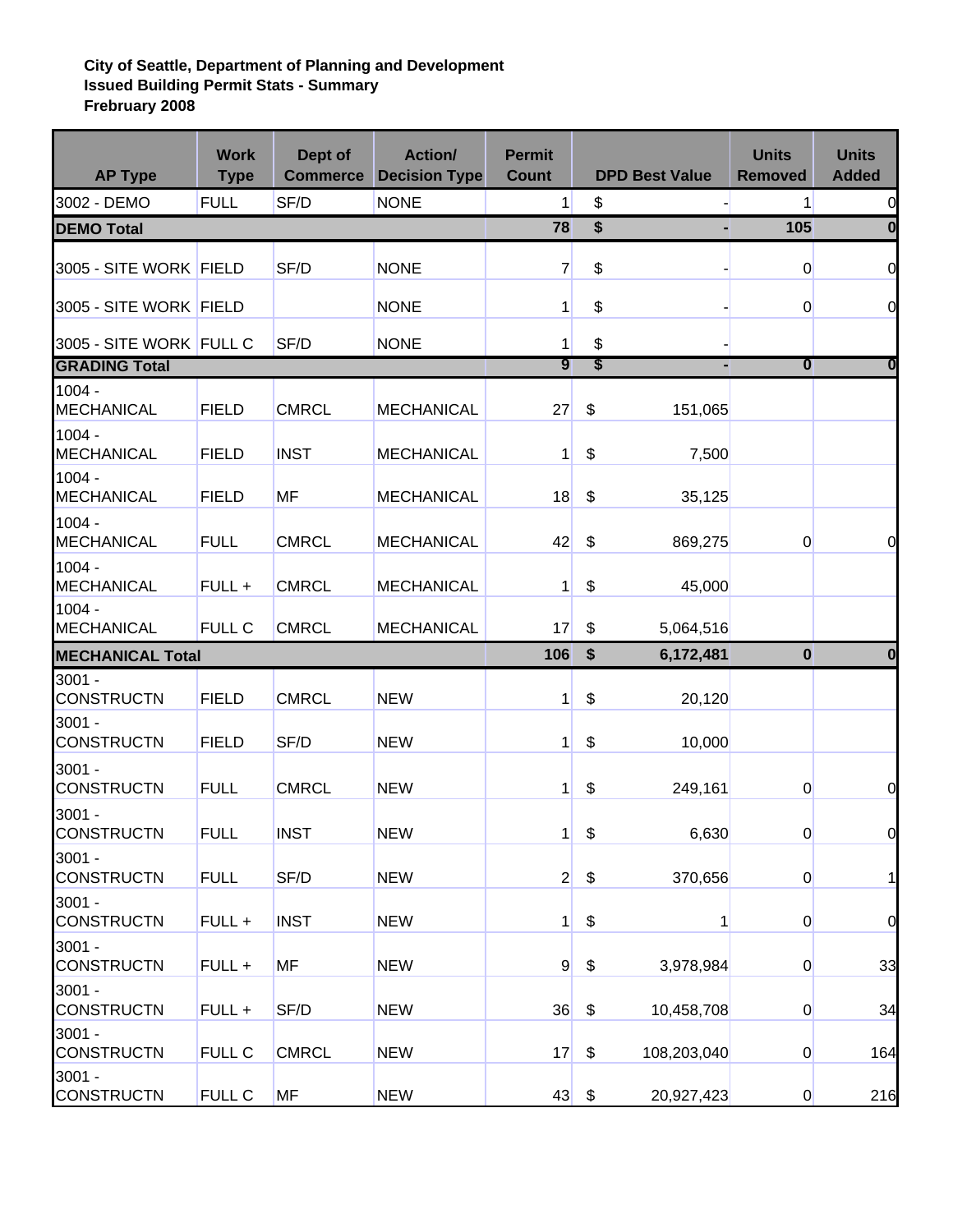**City of Seattle, Department of Planning and Development**
**Issued Building Permit Stats - Summary**
**Frebruary 2008**

| AP Type | Work Type | Dept of Commerce | Action/ Decision Type | Permit Count | DPD Best Value | Units Removed | Units Added |
|---|---|---|---|---|---|---|---|
| 3002 - DEMO | FULL | SF/D | NONE | 1 | $ - | 1 | 0 |
| **DEMO Total** | | | | **78** | **$ -** | **105** | **0** |
| 3005 - SITE WORK | FIELD | SF/D | NONE | 7 | $ - | 0 | 0 |
| 3005 - SITE WORK | FIELD | | NONE | 1 | $ - | 0 | 0 |
| 3005 - SITE WORK | FULL C | SF/D | NONE | 1 | $ - | | |
| **GRADING Total** | | | | **9** | **$ -** | **0** | **0** |
| 1004 - MECHANICAL | FIELD | CMRCL | MECHANICAL | 27 | $ 151,065 | | |
| 1004 - MECHANICAL | FIELD | INST | MECHANICAL | 1 | $ 7,500 | | |
| 1004 - MECHANICAL | FIELD | MF | MECHANICAL | 18 | $ 35,125 | | |
| 1004 - MECHANICAL | FULL | CMRCL | MECHANICAL | 42 | $ 869,275 | 0 | 0 |
| 1004 - MECHANICAL | FULL + | CMRCL | MECHANICAL | 1 | $ 45,000 | | |
| 1004 - MECHANICAL | FULL C | CMRCL | MECHANICAL | 17 | $ 5,064,516 | | |
| **MECHANICAL Total** | | | | **106** | **$ 6,172,481** | **0** | **0** |
| 3001 - CONSTRUCTN | FIELD | CMRCL | NEW | 1 | $ 20,120 | | |
| 3001 - CONSTRUCTN | FIELD | SF/D | NEW | 1 | $ 10,000 | | |
| 3001 - CONSTRUCTN | FULL | CMRCL | NEW | 1 | $ 249,161 | 0 | 0 |
| 3001 - CONSTRUCTN | FULL | INST | NEW | 1 | $ 6,630 | 0 | 0 |
| 3001 - CONSTRUCTN | FULL | SF/D | NEW | 2 | $ 370,656 | 0 | 1 |
| 3001 - CONSTRUCTN | FULL + | INST | NEW | 1 | $ 1 | 0 | 0 |
| 3001 - CONSTRUCTN | FULL + | MF | NEW | 9 | $ 3,978,984 | 0 | 33 |
| 3001 - CONSTRUCTN | FULL + | SF/D | NEW | 36 | $ 10,458,708 | 0 | 34 |
| 3001 - CONSTRUCTN | FULL C | CMRCL | NEW | 17 | $ 108,203,040 | 0 | 164 |
| 3001 - CONSTRUCTN | FULL C | MF | NEW | 43 | $ 20,927,423 | 0 | 216 |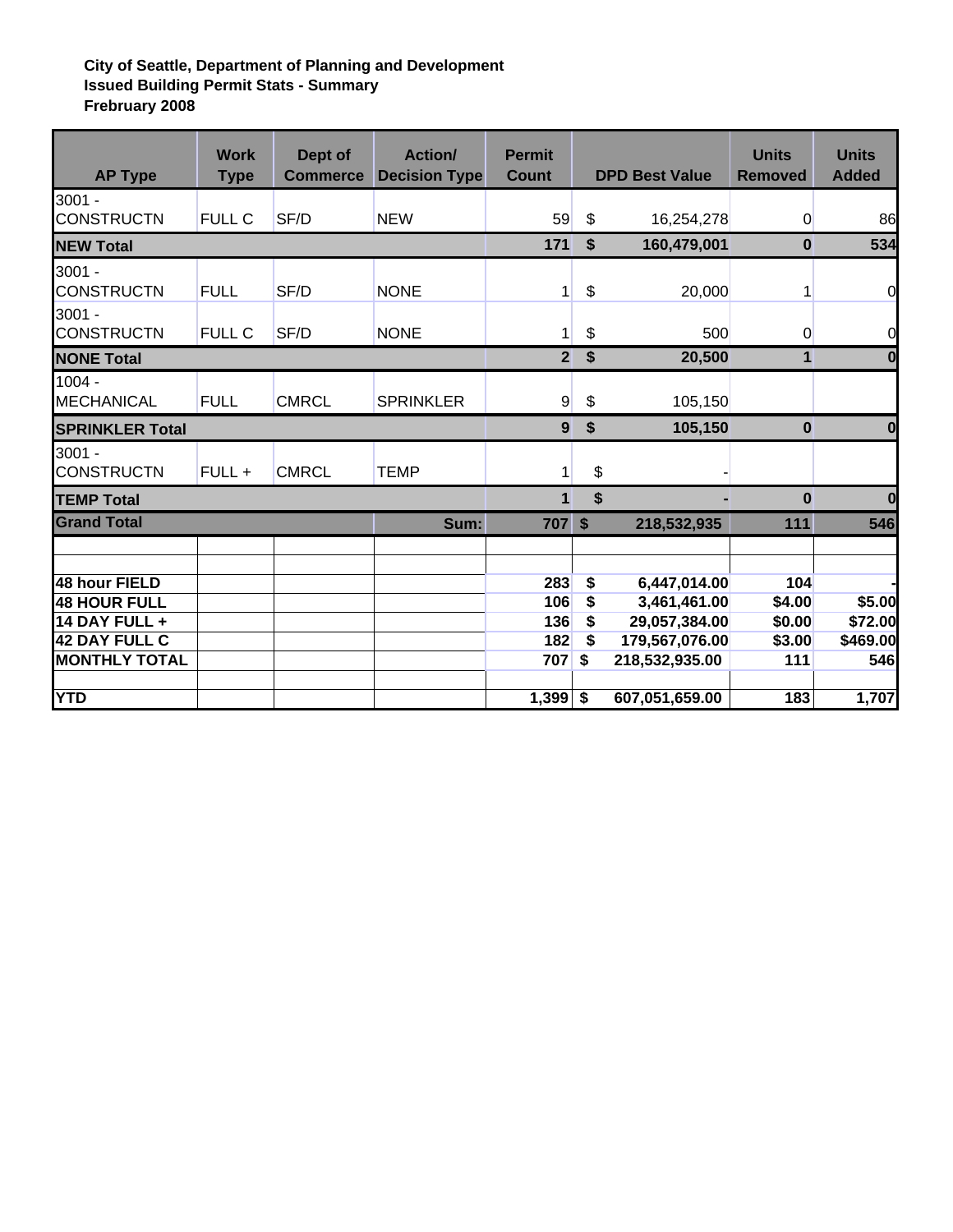**City of Seattle, Department of Planning and Development**
**Issued Building Permit Stats - Summary**
**Frebruary 2008**

| AP Type | Work Type | Dept of Commerce | Action/ Decision Type | Permit Count | DPD Best Value | Units Removed | Units Added |
|---|---|---|---|---|---|---|---|
| 3001 - CONSTRUCTN | FULL C | SF/D | NEW | 59 | $ 16,254,278 | 0 | 86 |
| **NEW Total** | | | | **171** | **$ 160,479,001** | **0** | **534** |
| 3001 - CONSTRUCTN | FULL | SF/D | NONE | 1 | $ 20,000 | 1 | 0 |
| 3001 - CONSTRUCTN | FULL C | SF/D | NONE | 1 | $ 500 | 0 | 0 |
| **NONE Total** | | | | **2** | **$ 20,500** | **1** | **0** |
| 1004 - MECHANICAL | FULL | CMRCL | SPRINKLER | 9 | $ 105,150 | | |
| **SPRINKLER Total** | | | | **9** | **$ 105,150** | **0** | **0** |
| 3001 - CONSTRUCTN | FULL + | CMRCL | TEMP | 1 | $ - | | |
| **TEMP Total** | | | | **1** | **$ -** | **0** | **0** |
| **Grand Total** | | | **Sum:** | **707** | **$ 218,532,935** | **111** | **546** |
| | | | | | | | |
| | | | | | | | |
| **48 hour FIELD** | | | | **283** | **$ 6,447,014.00** | **104** | **-** |
| **48 HOUR FULL** | | | | **106** | **$ 3,461,461.00** | **$4.00** | **$5.00** |
| **14 DAY FULL +** | | | | **136** | **$ 29,057,384.00** | **$0.00** | **$72.00** |
| **42 DAY FULL C** | | | | **182** | **$ 179,567,076.00** | **$3.00** | **$469.00** |
| **MONTHLY TOTAL** | | | | **707** | **$ 218,532,935.00** | **111** | **546** |
| | | | | | | | |
| **YTD** | | | | **1,399** | **$ 607,051,659.00** | **183** | **1,707** |